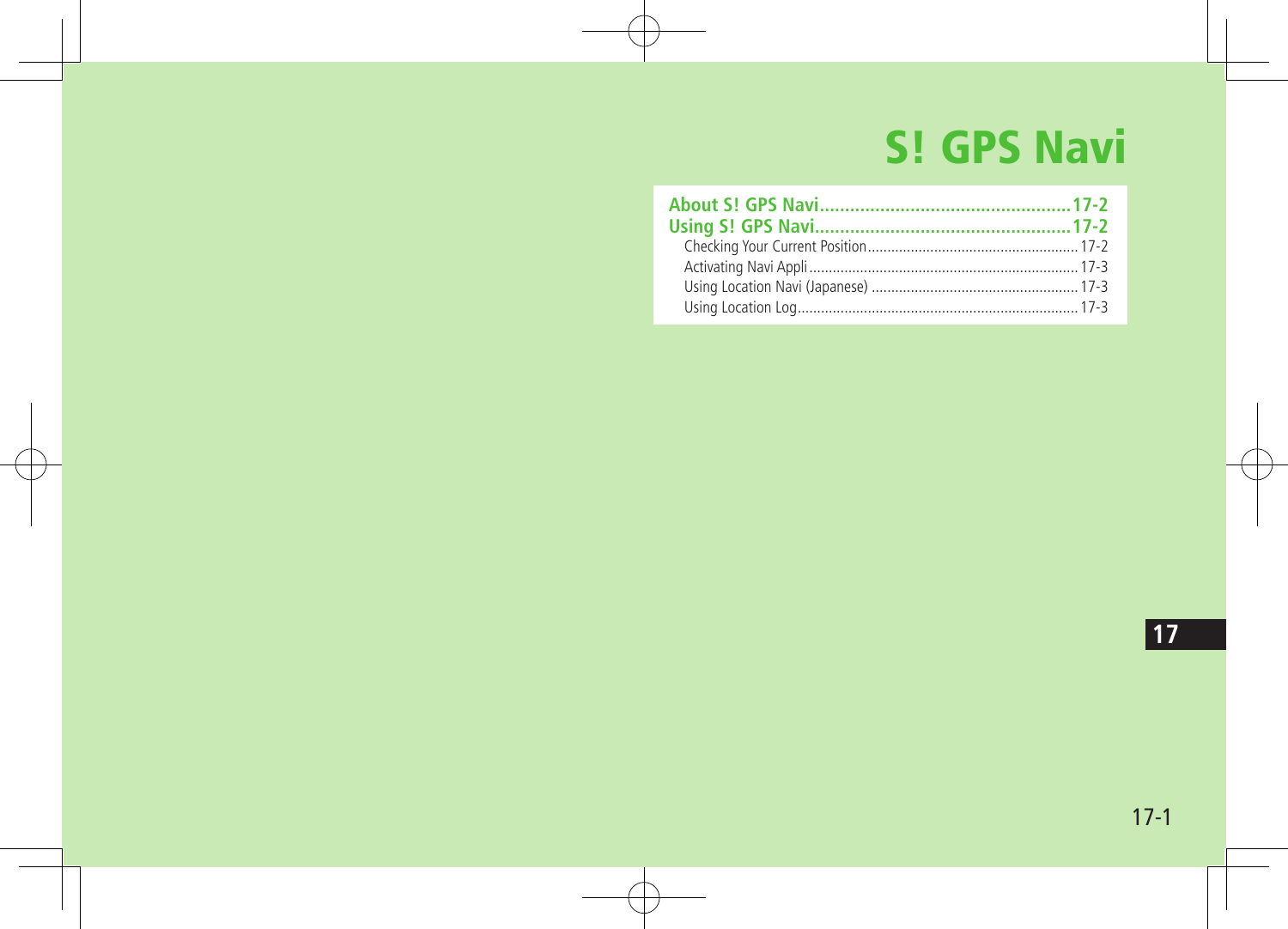# S! GPS Navi

**About S! GPS Navi..................................................17-2**
**Using S! GPS Navi...................................................17-2**
Checking Your Current Position......................................................17-2
Activating Navi Appli.....................................................................17-3
Using Location Navi (Japanese) .....................................................17-3
Using Location Log........................................................................17-3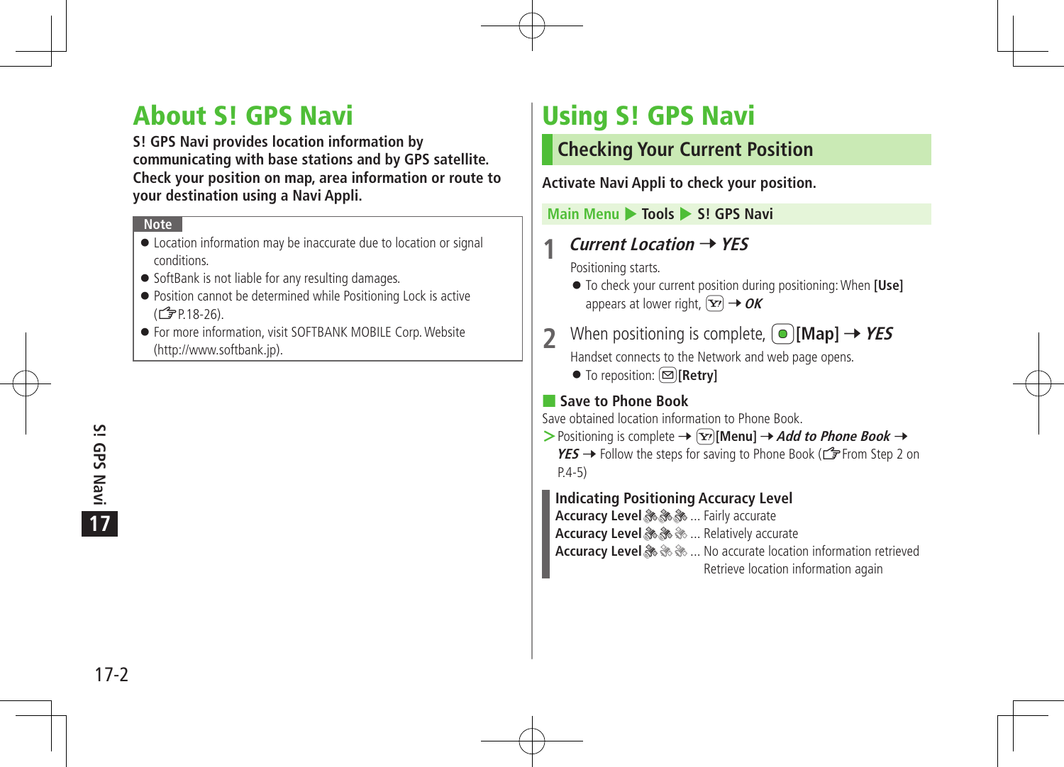# About S! GPS Navi

**S! GPS Navi provides location information by communicating with base stations and by GPS satellite. Check your position on map, area information or route to your destination using a Navi Appli.**

**Note**

- Location information may be inaccurate due to location or signal conditions.
- SoftBank is not liable for any resulting damages.
- Position cannot be determined while Positioning Lock is active (☞P.18-26).
- For more information, visit SOFTBANK MOBILE Corp. Website (http://www.softbank.jp).

# Using S! GPS Navi

## Checking Your Current Position

**Activate Navi Appli to check your position.**

**Main Menu ▶ Tools ▶ S! GPS Navi**

**1** ***Current Location*** → ***YES***

Positioning starts.

- To check your current position during positioning: When **[Use]** appears at lower right, [Y!] → ***OK***

**2** When positioning is complete, [●]**[Map]** → ***YES***

Handset connects to the Network and web page opens.

- To reposition: [✉]**[Retry]**

### Save to Phone Book

Save obtained location information to Phone Book.

> Positioning is complete → [Y!]**[Menu]** → ***Add to Phone Book*** → ***YES*** → Follow the steps for saving to Phone Book (☞From Step 2 on P.4-5)

**Indicating Positioning Accuracy Level**

**Accuracy Level** (3 bars) ... Fairly accurate

**Accuracy Level** (2 bars) ... Relatively accurate

**Accuracy Level** (1 bar) ... No accurate location information retrieved
Retrieve location information again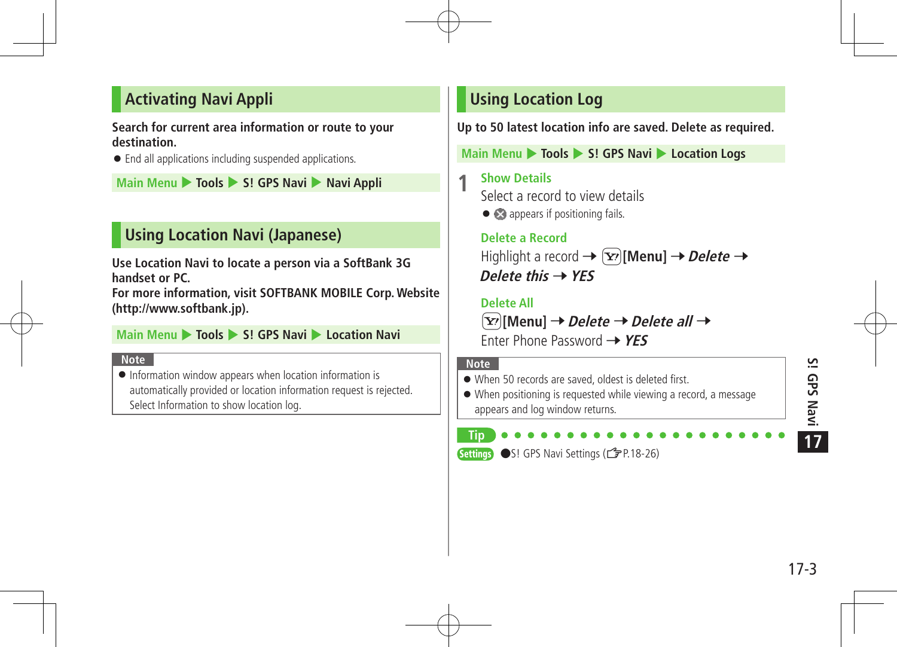## Activating Navi Appli

**Search for current area information or route to your destination.**

- End all applications including suspended applications.

Main Menu ▶ Tools ▶ S! GPS Navi ▶ Navi Appli

## Using Location Navi (Japanese)

**Use Location Navi to locate a person via a SoftBank 3G handset or PC.**
**For more information, visit SOFTBANK MOBILE Corp. Website (http://www.softbank.jp).**

Main Menu ▶ Tools ▶ S! GPS Navi ▶ Location Navi

**Note**

- Information window appears when location information is automatically provided or location information request is rejected. Select Information to show location log.

## Using Location Log

**Up to 50 latest location info are saved. Delete as required.**

Main Menu ▶ Tools ▶ S! GPS Navi ▶ Location Logs

**1** **Show Details**

Select a record to view details

- ✕ appears if positioning fails.

**Delete a Record**

Highlight a record → [Menu] → ***Delete*** → ***Delete this*** → ***YES***

**Delete All**

[Menu] → ***Delete*** → ***Delete all*** → Enter Phone Password → ***YES***

**Note**

- When 50 records are saved, oldest is deleted first.
- When positioning is requested while viewing a record, a message appears and log window returns.

**Tip**

**Settings** ●S! GPS Navi Settings (☞P.18-26)